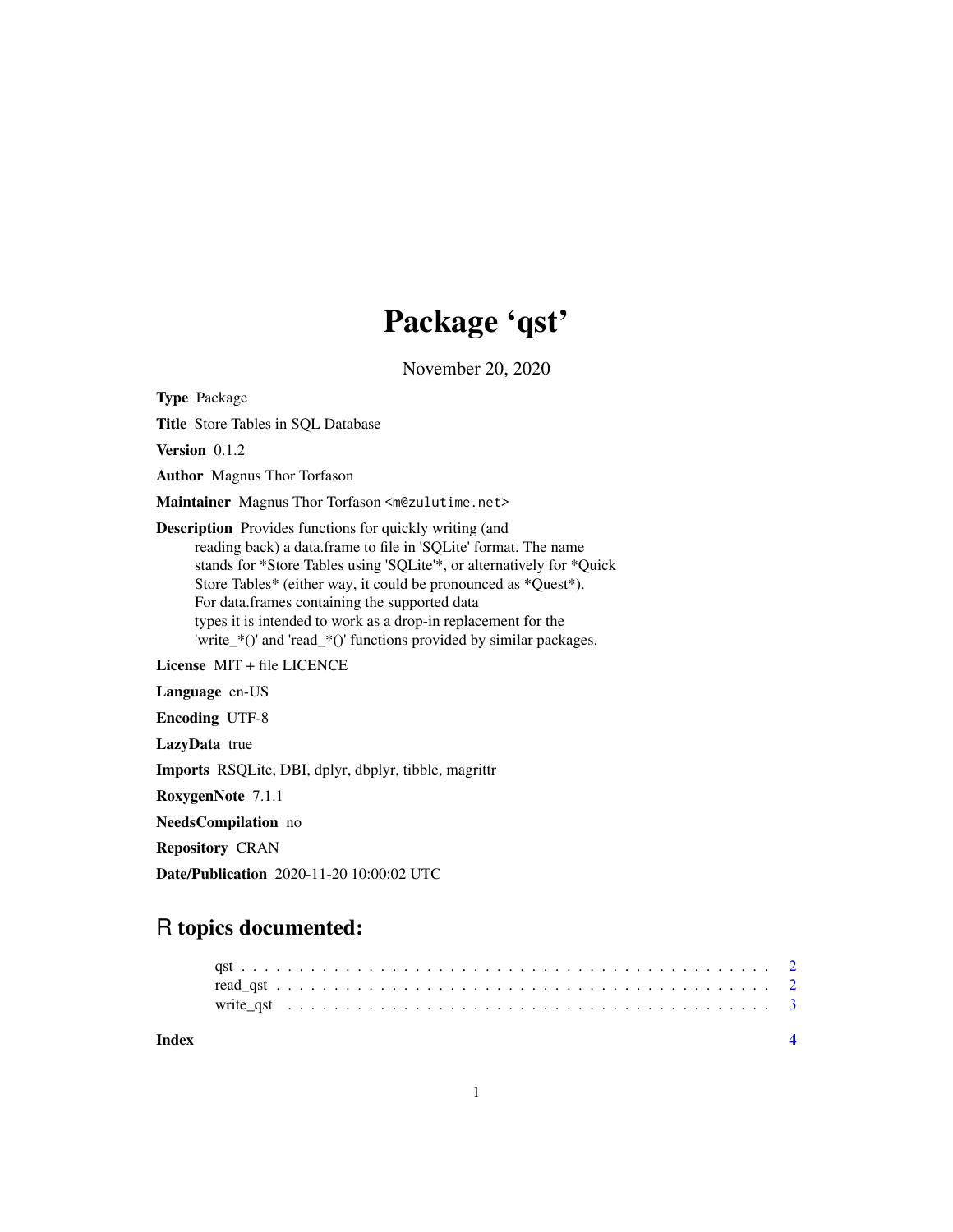# Package 'qst'

November 20, 2020

**Type** Package

**Title** Store Tables in SQL Database

**Version** 0.1.2

**Author** Magnus Thor Torfason

**Maintainer** Magnus Thor Torfason <m@zulutime.net>

**Description** Provides functions for quickly writing (and reading back) a data.frame to file in 'SQLite' format. The name stands for *Store Tables using 'SQLite'*, or alternatively for *Quick Store Tables* (either way, it could be pronounced as *Quest*). For data.frames containing the supported data types it is intended to work as a drop-in replacement for the 'write_*()' and 'read_*()' functions provided by similar packages.

**License** MIT + file LICENCE

**Language** en-US

**Encoding** UTF-8

**LazyData** true

**Imports** RSQLite, DBI, dplyr, dbplyr, tibble, magrittr

**RoxygenNote** 7.1.1

**NeedsCompilation** no

**Repository** CRAN

**Date/Publication** 2020-11-20 10:00:02 UTC

## R topics documented:

| | |
|---|---|
| qst | 2 |
| read_qst | 2 |
| write_qst | 3 |
| **Index** | **4** |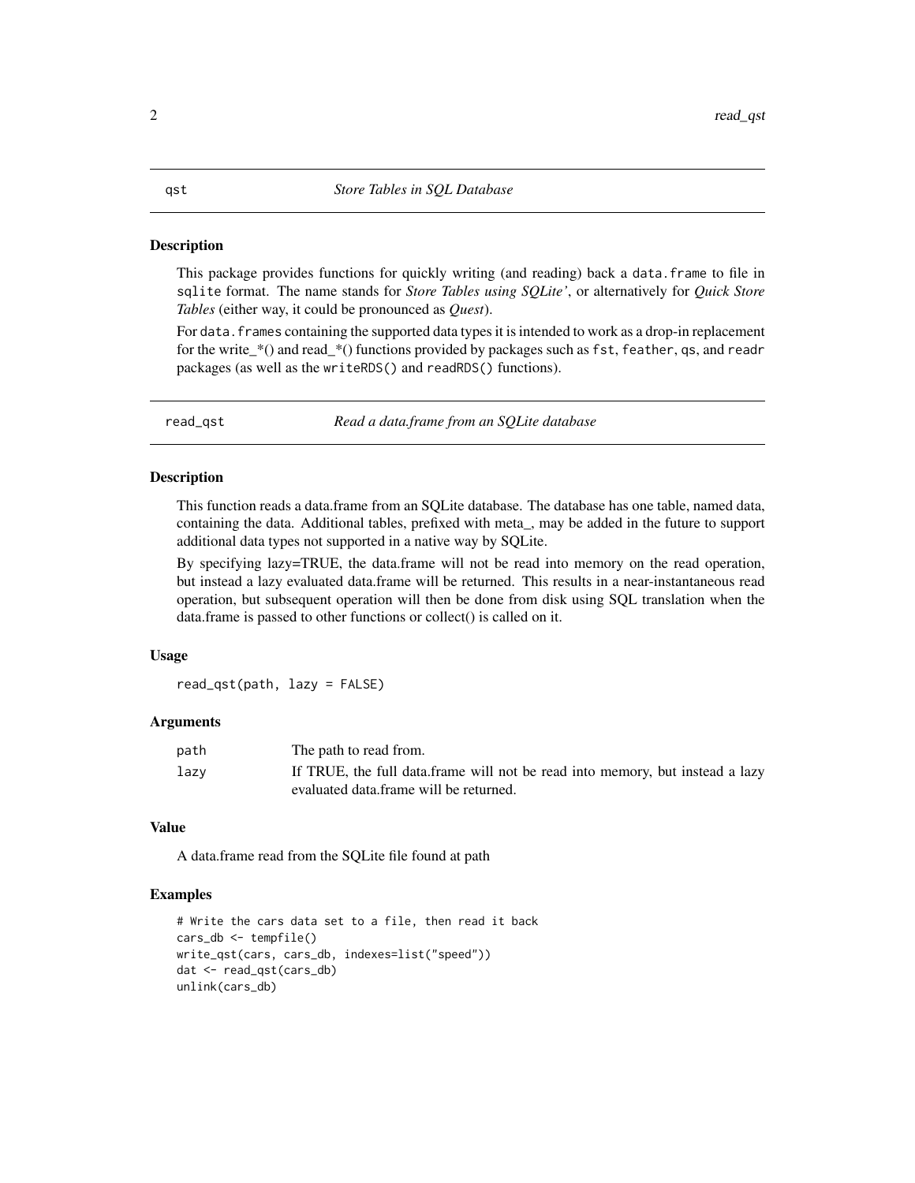## qst — *Store Tables in SQL Database*

### Description

This package provides functions for quickly writing (and reading) back a `data.frame` to file in `sqlite` format. The name stands for *Store Tables using SQLite'*, or alternatively for *Quick Store Tables* (either way, it could be pronounced as *Quest*).

For `data.frames` containing the supported data types it is intended to work as a drop-in replacement for the write_*() and read_*() functions provided by packages such as `fst`, `feather`, `qs`, and `readr` packages (as well as the `writeRDS()` and `readRDS()` functions).

## read_qst — *Read a data.frame from an SQLite database*

### Description

This function reads a data.frame from an SQLite database. The database has one table, named data, containing the data. Additional tables, prefixed with meta_, may be added in the future to support additional data types not supported in a native way by SQLite.

By specifying lazy=TRUE, the data.frame will not be read into memory on the read operation, but instead a lazy evaluated data.frame will be returned. This results in a near-instantaneous read operation, but subsequent operation will then be done from disk using SQL translation when the data.frame is passed to other functions or collect() is called on it.

### Usage

```
read_qst(path, lazy = FALSE)
```

### Arguments

| | |
|---|---|
| `path` | The path to read from. |
| `lazy` | If TRUE, the full data.frame will not be read into memory, but instead a lazy evaluated data.frame will be returned. |

### Value

A data.frame read from the SQLite file found at path

### Examples

```
# Write the cars data set to a file, then read it back
cars_db <- tempfile()
write_qst(cars, cars_db, indexes=list("speed"))
dat <- read_qst(cars_db)
unlink(cars_db)
```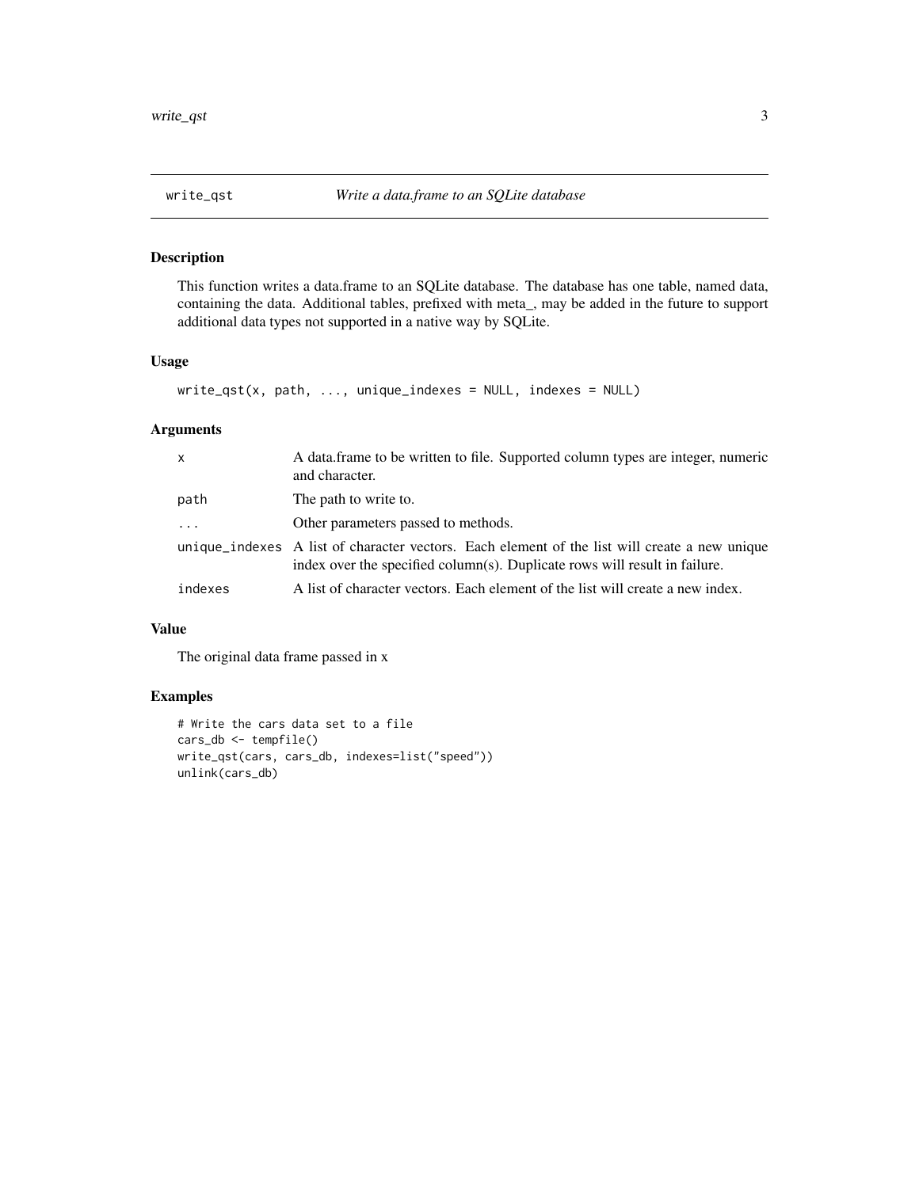## write_qst *Write a data.frame to an SQLite database*

### Description

This function writes a data.frame to an SQLite database. The database has one table, named data, containing the data. Additional tables, prefixed with meta_, may be added in the future to support additional data types not supported in a native way by SQLite.

### Usage

```
write_qst(x, path, ..., unique_indexes = NULL, indexes = NULL)
```

### Arguments

| | |
|---|---|
| `x` | A data.frame to be written to file. Supported column types are integer, numeric and character. |
| `path` | The path to write to. |
| `...` | Other parameters passed to methods. |
| `unique_indexes` | A list of character vectors. Each element of the list will create a new unique index over the specified column(s). Duplicate rows will result in failure. |
| `indexes` | A list of character vectors. Each element of the list will create a new index. |

### Value

The original data frame passed in x

### Examples

```
# Write the cars data set to a file
cars_db <- tempfile()
write_qst(cars, cars_db, indexes=list("speed"))
unlink(cars_db)
```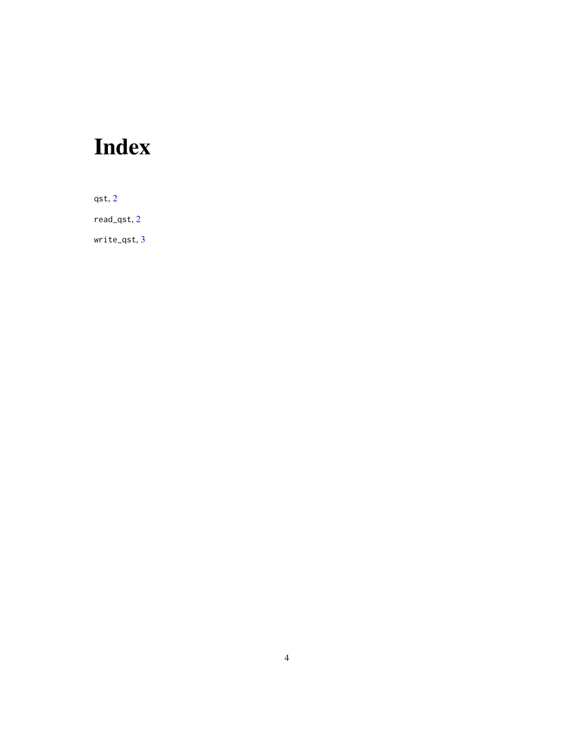# Index

qst, 2

read_qst, 2

write_qst, 3